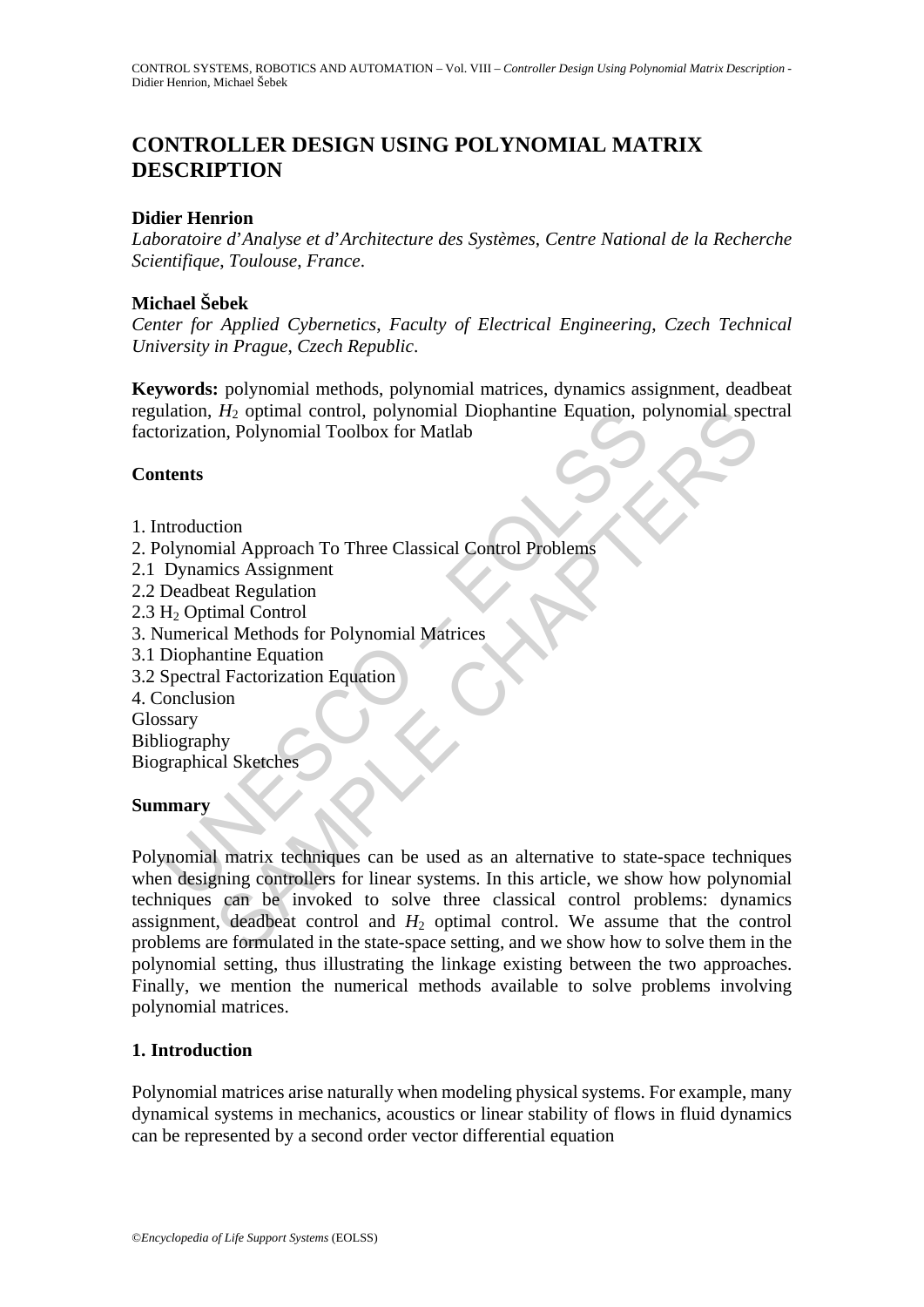# CONTROLLER DESIGN USING POLYNOMIAL MATRIX DESCRIPTION

**Didier Henrion**

*Laboratoire d'Analyse et d'Architecture des Systèmes, Centre National de la Recherche Scientifique, Toulouse, France.*

**Michael Šebek**

*Center for Applied Cybernetics, Faculty of Electrical Engineering, Czech Technical University in Prague, Czech Republic.*

**Keywords:** polynomial methods, polynomial matrices, dynamics assignment, deadbeat regulation, $H_2$ optimal control, polynomial Diophantine Equation, polynomial spectral factorization, Polynomial Toolbox for Matlab

## Contents

1. Introduction
2. Polynomial Approach To Three Classical Control Problems
2.1 Dynamics Assignment
2.2 Deadbeat Regulation
2.3 $H_2$ Optimal Control
3. Numerical Methods for Polynomial Matrices
3.1 Diophantine Equation
3.2 Spectral Factorization Equation
4. Conclusion
Glossary
Bibliography
Biographical Sketches

## Summary

Polynomial matrix techniques can be used as an alternative to state-space techniques when designing controllers for linear systems. In this article, we show how polynomial techniques can be invoked to solve three classical control problems: dynamics assignment, deadbeat control and $H_2$ optimal control. We assume that the control problems are formulated in the state-space setting, and we show how to solve them in the polynomial setting, thus illustrating the linkage existing between the two approaches. Finally, we mention the numerical methods available to solve problems involving polynomial matrices.

## 1. Introduction

Polynomial matrices arise naturally when modeling physical systems. For example, many dynamical systems in mechanics, acoustics or linear stability of flows in fluid dynamics can be represented by a second order vector differential equation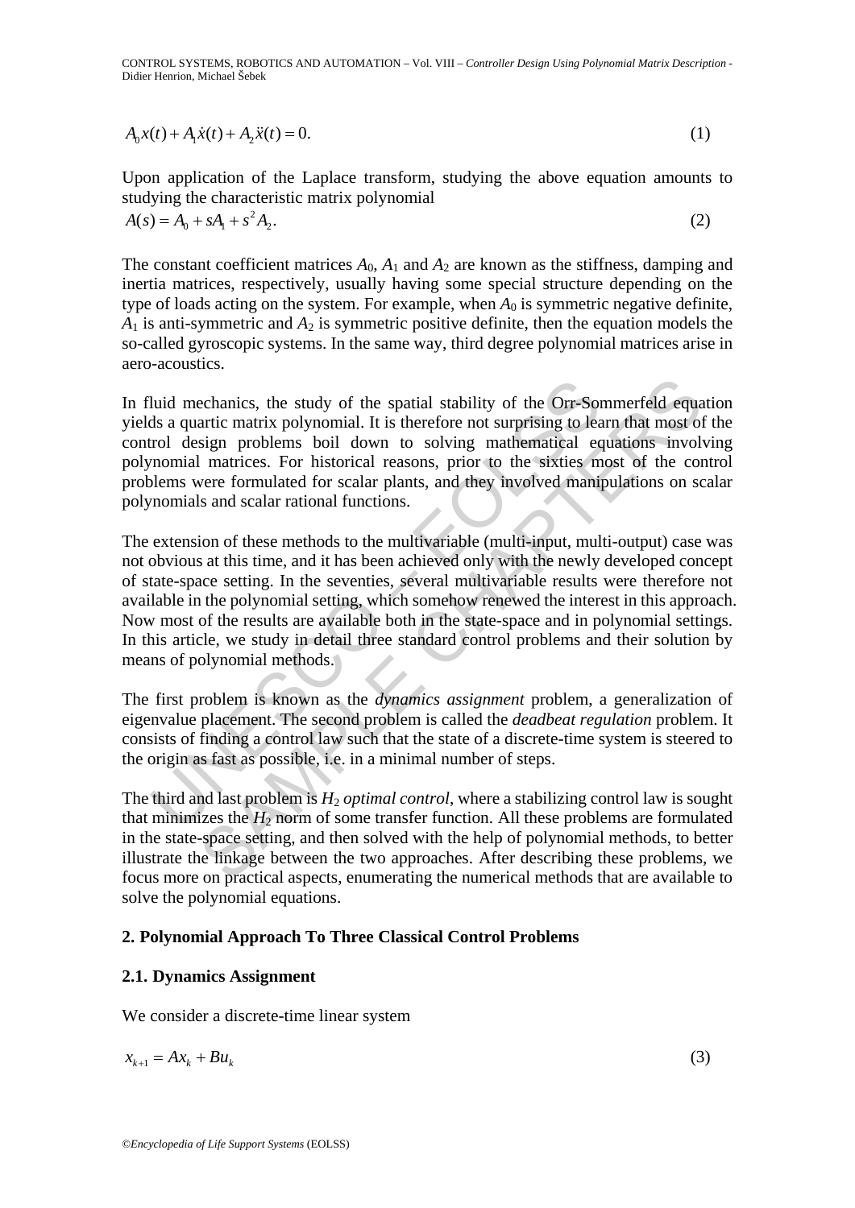$$A_0 x(t) + A_1 \dot{x}(t) + A_2 \ddot{x}(t) = 0. \tag{1}$$

Upon application of the Laplace transform, studying the above equation amounts to studying the characteristic matrix polynomial

$$A(s) = A_0 + sA_1 + s^2 A_2. \tag{2}$$

The constant coefficient matrices $A_0$, $A_1$ and $A_2$ are known as the stiffness, damping and inertia matrices, respectively, usually having some special structure depending on the type of loads acting on the system. For example, when $A_0$ is symmetric negative definite, $A_1$ is anti-symmetric and $A_2$ is symmetric positive definite, then the equation models the so-called gyroscopic systems. In the same way, third degree polynomial matrices arise in aero-acoustics.

In fluid mechanics, the study of the spatial stability of the Orr-Sommerfeld equation yields a quartic matrix polynomial. It is therefore not surprising to learn that most of the control design problems boil down to solving mathematical equations involving polynomial matrices. For historical reasons, prior to the sixties most of the control problems were formulated for scalar plants, and they involved manipulations on scalar polynomials and scalar rational functions.

The extension of these methods to the multivariable (multi-input, multi-output) case was not obvious at this time, and it has been achieved only with the newly developed concept of state-space setting. In the seventies, several multivariable results were therefore not available in the polynomial setting, which somehow renewed the interest in this approach. Now most of the results are available both in the state-space and in polynomial settings. In this article, we study in detail three standard control problems and their solution by means of polynomial methods.

The first problem is known as the *dynamics assignment* problem, a generalization of eigenvalue placement. The second problem is called the *deadbeat regulation* problem. It consists of finding a control law such that the state of a discrete-time system is steered to the origin as fast as possible, i.e. in a minimal number of steps.

The third and last problem is $H_2$ *optimal control*, where a stabilizing control law is sought that minimizes the $H_2$ norm of some transfer function. All these problems are formulated in the state-space setting, and then solved with the help of polynomial methods, to better illustrate the linkage between the two approaches. After describing these problems, we focus more on practical aspects, enumerating the numerical methods that are available to solve the polynomial equations.

## 2. Polynomial Approach To Three Classical Control Problems

### 2.1. Dynamics Assignment

We consider a discrete-time linear system

$$x_{k+1} = Ax_k + Bu_k \tag{3}$$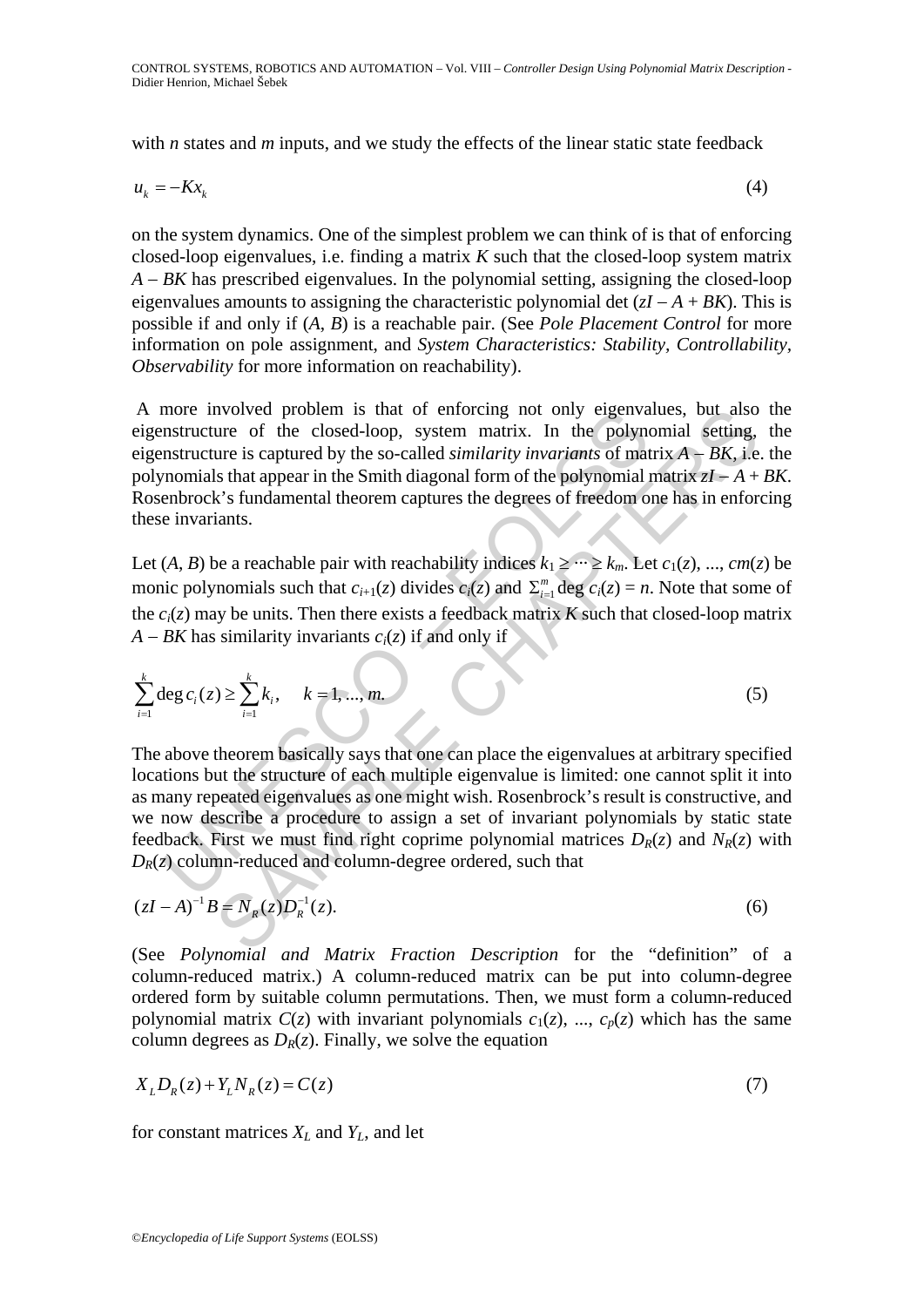with $n$ states and $m$ inputs, and we study the effects of the linear static state feedback

$$u_k = -Kx_k \tag{4}$$

on the system dynamics. One of the simplest problem we can think of is that of enforcing closed-loop eigenvalues, i.e. finding a matrix $K$ such that the closed-loop system matrix $A - BK$ has prescribed eigenvalues. In the polynomial setting, assigning the closed-loop eigenvalues amounts to assigning the characteristic polynomial det $(zI - A + BK)$. This is possible if and only if $(A, B)$ is a reachable pair. (See *Pole Placement Control* for more information on pole assignment, and *System Characteristics: Stability, Controllability, Observability* for more information on reachability).

A more involved problem is that of enforcing not only eigenvalues, but also the eigenstructure of the closed-loop, system matrix. In the polynomial setting, the eigenstructure is captured by the so-called *similarity invariants* of matrix $A - BK$, i.e. the polynomials that appear in the Smith diagonal form of the polynomial matrix $zI - A + BK$. Rosenbrock's fundamental theorem captures the degrees of freedom one has in enforcing these invariants.

Let $(A, B)$ be a reachable pair with reachability indices $k_1 \geq \cdots \geq k_m$. Let $c_1(z)$, ..., $cm(z)$ be monic polynomials such that $c_{i+1}(z)$ divides $c_i(z)$ and $\Sigma_{i=1}^{m} \deg c_i(z) = n$. Note that some of the $c_i(z)$ may be units. Then there exists a feedback matrix $K$ such that closed-loop matrix $A - BK$ has similarity invariants $c_i(z)$ if and only if

$$\sum_{i=1}^{k} \deg c_i(z) \geq \sum_{i=1}^{k} k_i, \quad k = 1, ..., m. \tag{5}$$

The above theorem basically says that one can place the eigenvalues at arbitrary specified locations but the structure of each multiple eigenvalue is limited: one cannot split it into as many repeated eigenvalues as one might wish. Rosenbrock's result is constructive, and we now describe a procedure to assign a set of invariant polynomials by static state feedback. First we must find right coprime polynomial matrices $D_R(z)$ and $N_R(z)$ with $D_R(z)$ column-reduced and column-degree ordered, such that

$$(zI - A)^{-1} B = N_R(z) D_R^{-1}(z). \tag{6}$$

(See *Polynomial and Matrix Fraction Description* for the "definition" of a column-reduced matrix.) A column-reduced matrix can be put into column-degree ordered form by suitable column permutations. Then, we must form a column-reduced polynomial matrix $C(z)$ with invariant polynomials $c_1(z)$, ..., $c_p(z)$ which has the same column degrees as $D_R(z)$. Finally, we solve the equation

$$X_L D_R(z) + Y_L N_R(z) = C(z) \tag{7}$$

for constant matrices $X_L$ and $Y_L$, and let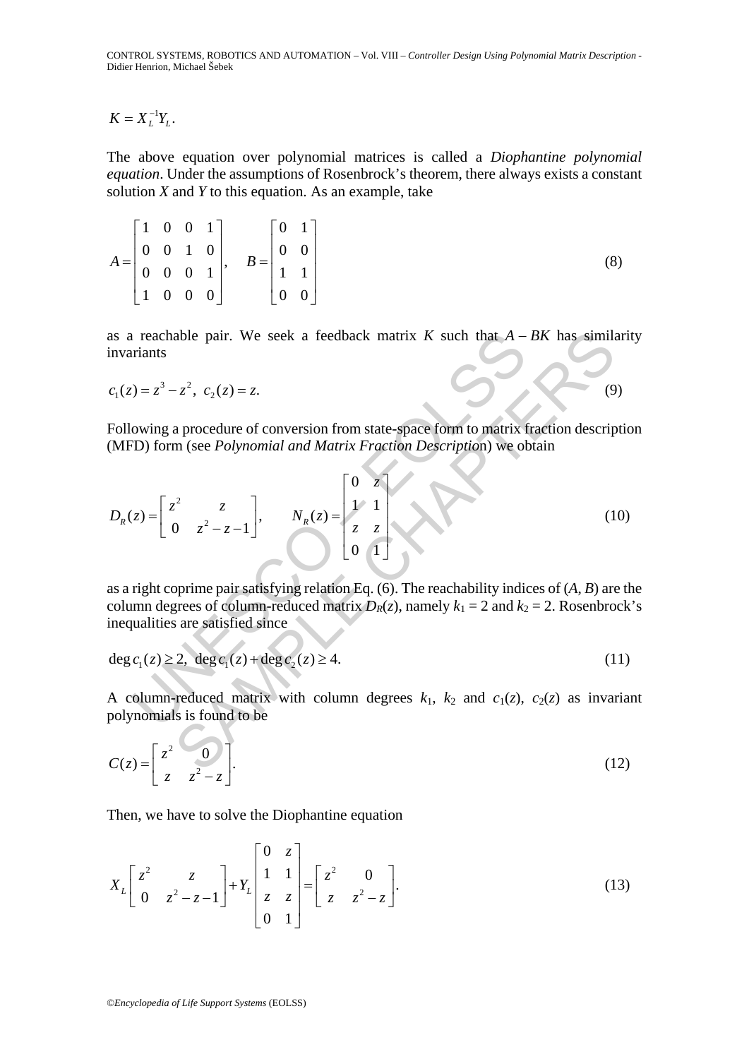$$K = X_L^{-1} Y_L.$$

The above equation over polynomial matrices is called a *Diophantine polynomial equation*. Under the assumptions of Rosenbrock's theorem, there always exists a constant solution $X$ and $Y$ to this equation. As an example, take

$$A = \begin{bmatrix} 1 & 0 & 0 & 1 \\ 0 & 0 & 1 & 0 \\ 0 & 0 & 0 & 1 \\ 1 & 0 & 0 & 0 \end{bmatrix}, \quad B = \begin{bmatrix} 0 & 1 \\ 0 & 0 \\ 1 & 1 \\ 0 & 0 \end{bmatrix} \tag{8}$$

as a reachable pair. We seek a feedback matrix $K$ such that $A - BK$ has similarity invariants

$$c_1(z) = z^3 - z^2, \; c_2(z) = z. \tag{9}$$

Following a procedure of conversion from state-space form to matrix fraction description (MFD) form (see *Polynomial and Matrix Fraction Description*) we obtain

$$D_R(z) = \begin{bmatrix} z^2 & z \\ 0 & z^2 - z - 1 \end{bmatrix}, \qquad N_R(z) = \begin{bmatrix} 0 & z \\ 1 & 1 \\ z & z \\ 0 & 1 \end{bmatrix} \tag{10}$$

as a right coprime pair satisfying relation Eq. (6). The reachability indices of $(A, B)$ are the column degrees of column-reduced matrix $D_R(z)$, namely $k_1 = 2$ and $k_2 = 2$. Rosenbrock's inequalities are satisfied since

$$\deg c_1(z) \geq 2, \; \deg c_1(z) + \deg c_2(z) \geq 4. \tag{11}$$

A column-reduced matrix with column degrees $k_1$, $k_2$ and $c_1(z)$, $c_2(z)$ as invariant polynomials is found to be

$$C(z) = \begin{bmatrix} z^2 & 0 \\ z & z^2 - z \end{bmatrix}. \tag{12}$$

Then, we have to solve the Diophantine equation

$$X_L \begin{bmatrix} z^2 & z \\ 0 & z^2 - z - 1 \end{bmatrix} + Y_L \begin{bmatrix} 0 & z \\ 1 & 1 \\ z & z \\ 0 & 1 \end{bmatrix} = \begin{bmatrix} z^2 & 0 \\ z & z^2 - z \end{bmatrix}. \tag{13}$$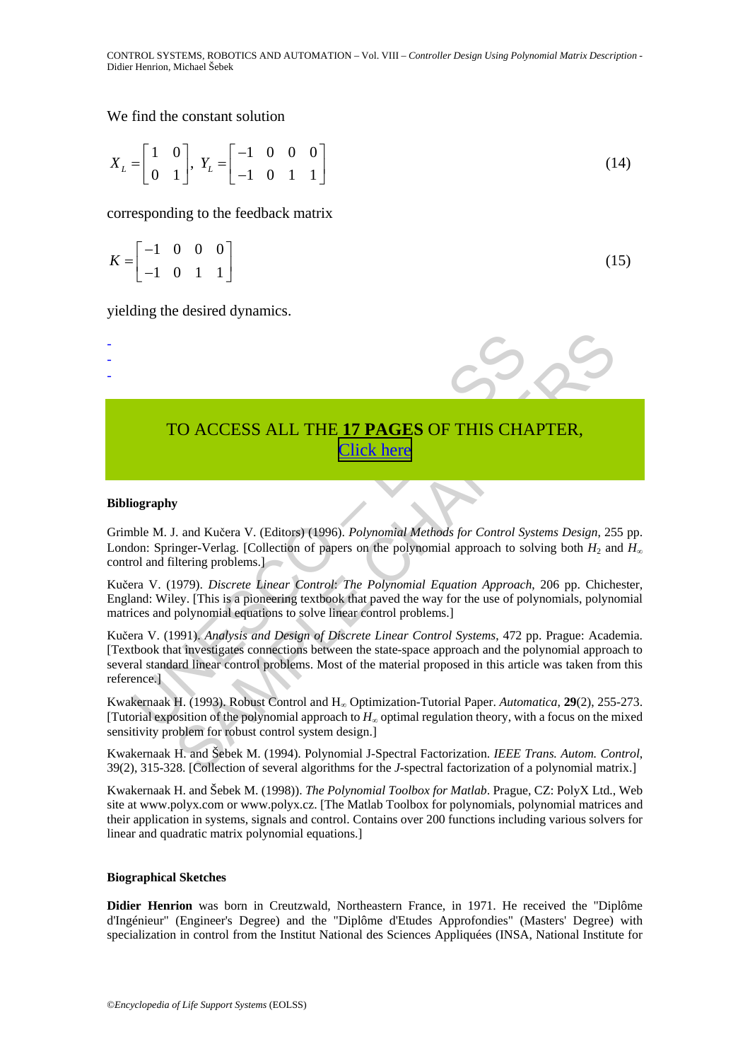We find the constant solution

$$X_L = \begin{bmatrix} 1 & 0 \\ 0 & 1 \end{bmatrix}, \; Y_L = \begin{bmatrix} -1 & 0 & 0 & 0 \\ -1 & 0 & 1 & 1 \end{bmatrix} \tag{14}$$

corresponding to the feedback matrix

$$K = \begin{bmatrix} -1 & 0 & 0 & 0 \\ -1 & 0 & 1 & 1 \end{bmatrix} \tag{15}$$

yielding the desired dynamics.

-
-
-

TO ACCESS ALL THE **17 PAGES** OF THIS CHAPTER,
Click here

**Bibliography**

Grimble M. J. and Kučera V. (Editors) (1996). *Polynomial Methods for Control Systems Design*, 255 pp. London: Springer-Verlag. [Collection of papers on the polynomial approach to solving both $H_2$ and $H_\infty$ control and filtering problems.]

Kučera V. (1979). *Discrete Linear Control: The Polynomial Equation Approach*, 206 pp. Chichester, England: Wiley. [This is a pioneering textbook that paved the way for the use of polynomials, polynomial matrices and polynomial equations to solve linear control problems.]

Kučera V. (1991). *Analysis and Design of Discrete Linear Control Systems*, 472 pp. Prague: Academia. [Textbook that investigates connections between the state-space approach and the polynomial approach to several standard linear control problems. Most of the material proposed in this article was taken from this reference.]

Kwakernaak H. (1993). Robust Control and $H_\infty$ Optimization-Tutorial Paper. *Automatica*, **29**(2), 255-273. [Tutorial exposition of the polynomial approach to $H_\infty$ optimal regulation theory, with a focus on the mixed sensitivity problem for robust control system design.]

Kwakernaak H. and Šebek M. (1994). Polynomial J-Spectral Factorization. *IEEE Trans. Autom. Control*, 39(2), 315-328. [Collection of several algorithms for the *J*-spectral factorization of a polynomial matrix.]

Kwakernaak H. and Šebek M. (1998)). *The Polynomial Toolbox for Matlab*. Prague, CZ: PolyX Ltd., Web site at www.polyx.com or www.polyx.cz. [The Matlab Toolbox for polynomials, polynomial matrices and their application in systems, signals and control. Contains over 200 functions including various solvers for linear and quadratic matrix polynomial equations.]

**Biographical Sketches**

**Didier Henrion** was born in Creutzwald, Northeastern France, in 1971. He received the "Diplôme d'Ingénieur" (Engineer's Degree) and the "Diplôme d'Etudes Approfondies" (Masters' Degree) with specialization in control from the Institut National des Sciences Appliquées (INSA, National Institute for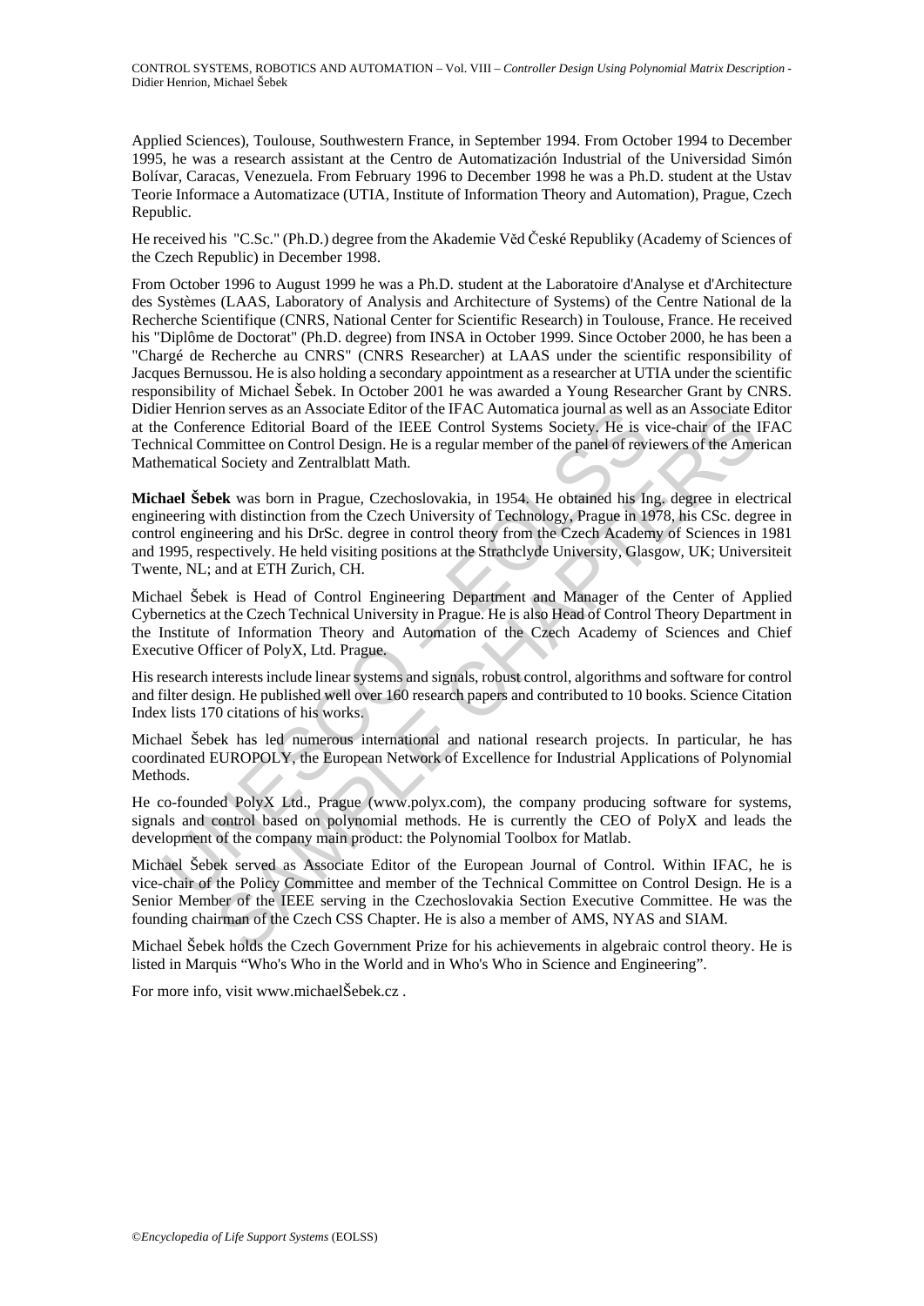Applied Sciences), Toulouse, Southwestern France, in September 1994. From October 1994 to December 1995, he was a research assistant at the Centro de Automatización Industrial of the Universidad Simón Bolívar, Caracas, Venezuela. From February 1996 to December 1998 he was a Ph.D. student at the Ustav Teorie Informace a Automatizace (UTIA, Institute of Information Theory and Automation), Prague, Czech Republic.

He received his "C.Sc." (Ph.D.) degree from the Akademie Věd České Republiky (Academy of Sciences of the Czech Republic) in December 1998.

From October 1996 to August 1999 he was a Ph.D. student at the Laboratoire d'Analyse et d'Architecture des Systèmes (LAAS, Laboratory of Analysis and Architecture of Systems) of the Centre National de la Recherche Scientifique (CNRS, National Center for Scientific Research) in Toulouse, France. He received his "Diplôme de Doctorat" (Ph.D. degree) from INSA in October 1999. Since October 2000, he has been a "Chargé de Recherche au CNRS" (CNRS Researcher) at LAAS under the scientific responsibility of Jacques Bernussou. He is also holding a secondary appointment as a researcher at UTIA under the scientific responsibility of Michael Šebek. In October 2001 he was awarded a Young Researcher Grant by CNRS. Didier Henrion serves as an Associate Editor of the IFAC Automatica journal as well as an Associate Editor at the Conference Editorial Board of the IEEE Control Systems Society. He is vice-chair of the IFAC Technical Committee on Control Design. He is a regular member of the panel of reviewers of the American Mathematical Society and Zentralblatt Math.

**Michael Šebek** was born in Prague, Czechoslovakia, in 1954. He obtained his Ing. degree in electrical engineering with distinction from the Czech University of Technology, Prague in 1978, his CSc. degree in control engineering and his DrSc. degree in control theory from the Czech Academy of Sciences in 1981 and 1995, respectively. He held visiting positions at the Strathclyde University, Glasgow, UK; Universiteit Twente, NL; and at ETH Zurich, CH.

Michael Šebek is Head of Control Engineering Department and Manager of the Center of Applied Cybernetics at the Czech Technical University in Prague. He is also Head of Control Theory Department in the Institute of Information Theory and Automation of the Czech Academy of Sciences and Chief Executive Officer of PolyX, Ltd. Prague.

His research interests include linear systems and signals, robust control, algorithms and software for control and filter design. He published well over 160 research papers and contributed to 10 books. Science Citation Index lists 170 citations of his works.

Michael Šebek has led numerous international and national research projects. In particular, he has coordinated EUROPOLY, the European Network of Excellence for Industrial Applications of Polynomial Methods.

He co-founded PolyX Ltd., Prague (www.polyx.com), the company producing software for systems, signals and control based on polynomial methods. He is currently the CEO of PolyX and leads the development of the company main product: the Polynomial Toolbox for Matlab.

Michael Šebek served as Associate Editor of the European Journal of Control. Within IFAC, he is vice-chair of the Policy Committee and member of the Technical Committee on Control Design. He is a Senior Member of the IEEE serving in the Czechoslovakia Section Executive Committee. He was the founding chairman of the Czech CSS Chapter. He is also a member of AMS, NYAS and SIAM.

Michael Šebek holds the Czech Government Prize for his achievements in algebraic control theory. He is listed in Marquis "Who's Who in the World and in Who's Who in Science and Engineering".

For more info, visit www.michaelŠebek.cz .